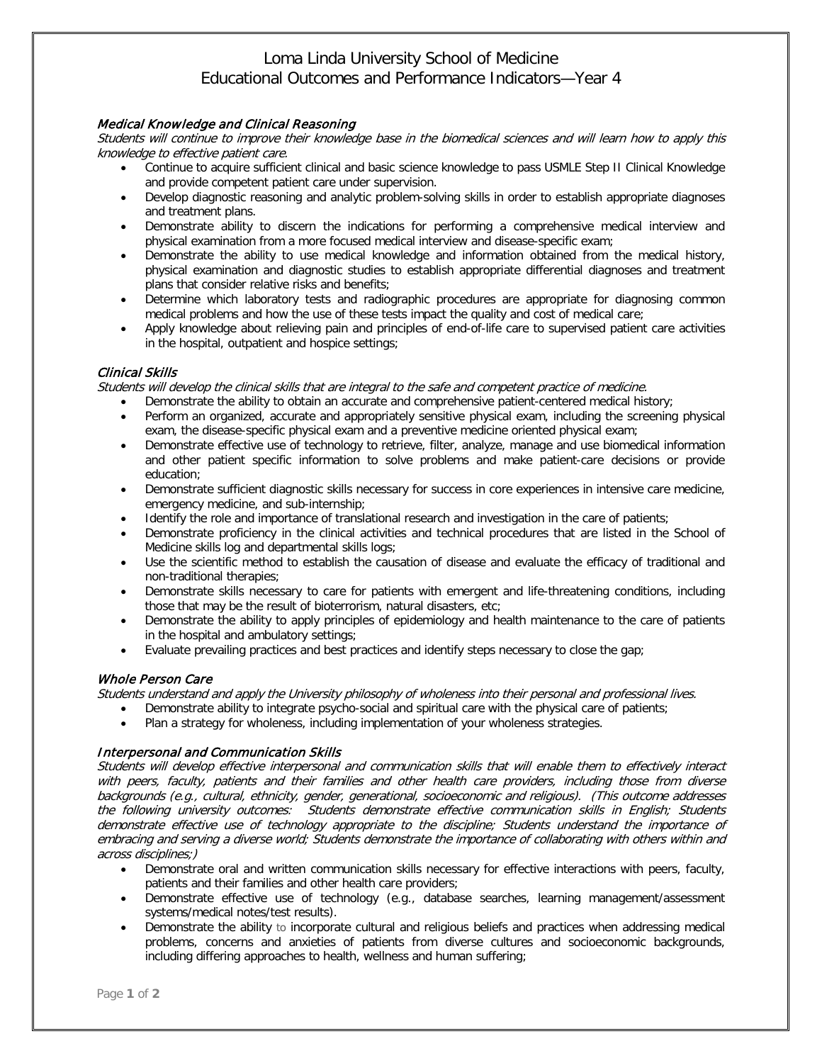# Loma Linda University School of Medicine
## Educational Outcomes and Performance Indicators—Year 4

### *Medical Knowledge and Clinical Reasoning*

*Students will continue to improve their knowledge base in the biomedical sciences and will learn how to apply this knowledge to effective patient care.*

- Continue to acquire sufficient clinical and basic science knowledge to pass USMLE Step II Clinical Knowledge and provide competent patient care under supervision.
- Develop diagnostic reasoning and analytic problem-solving skills in order to establish appropriate diagnoses and treatment plans.
- Demonstrate ability to discern the indications for performing a comprehensive medical interview and physical examination from a more focused medical interview and disease-specific exam;
- Demonstrate the ability to use medical knowledge and information obtained from the medical history, physical examination and diagnostic studies to establish appropriate differential diagnoses and treatment plans that consider relative risks and benefits;
- Determine which laboratory tests and radiographic procedures are appropriate for diagnosing common medical problems and how the use of these tests impact the quality and cost of medical care;
- Apply knowledge about relieving pain and principles of end-of-life care to supervised patient care activities in the hospital, outpatient and hospice settings;

### *Clinical Skills*

*Students will develop the clinical skills that are integral to the safe and competent practice of medicine.*

- Demonstrate the ability to obtain an accurate and comprehensive patient-centered medical history;
- Perform an organized, accurate and appropriately sensitive physical exam, including the screening physical exam, the disease-specific physical exam and a preventive medicine oriented physical exam;
- Demonstrate effective use of technology to retrieve, filter, analyze, manage and use biomedical information and other patient specific information to solve problems and make patient-care decisions or provide education;
- Demonstrate sufficient diagnostic skills necessary for success in core experiences in intensive care medicine, emergency medicine, and sub-internship;
- Identify the role and importance of translational research and investigation in the care of patients;
- Demonstrate proficiency in the clinical activities and technical procedures that are listed in the School of Medicine skills log and departmental skills logs;
- Use the scientific method to establish the causation of disease and evaluate the efficacy of traditional and non-traditional therapies;
- Demonstrate skills necessary to care for patients with emergent and life-threatening conditions, including those that may be the result of bioterrorism, natural disasters, etc;
- Demonstrate the ability to apply principles of epidemiology and health maintenance to the care of patients in the hospital and ambulatory settings;
- Evaluate prevailing practices and best practices and identify steps necessary to close the gap;

### *Whole Person Care*

*Students understand and apply the University philosophy of wholeness into their personal and professional lives.*

- Demonstrate ability to integrate psycho-social and spiritual care with the physical care of patients;
- Plan a strategy for wholeness, including implementation of your wholeness strategies.

### *Interpersonal and Communication Skills*

*Students will develop effective interpersonal and communication skills that will enable them to effectively interact with peers, faculty, patients and their families and other health care providers, including those from diverse backgrounds (e.g., cultural, ethnicity, gender, generational, socioeconomic and religious). (This outcome addresses the following university outcomes: Students demonstrate effective communication skills in English; Students demonstrate effective use of technology appropriate to the discipline; Students understand the importance of embracing and serving a diverse world; Students demonstrate the importance of collaborating with others within and across disciplines;)*

- Demonstrate oral and written communication skills necessary for effective interactions with peers, faculty, patients and their families and other health care providers;
- Demonstrate effective use of technology (e.g., database searches, learning management/assessment systems/medical notes/test results).
- Demonstrate the ability to incorporate cultural and religious beliefs and practices when addressing medical problems, concerns and anxieties of patients from diverse cultures and socioeconomic backgrounds, including differing approaches to health, wellness and human suffering;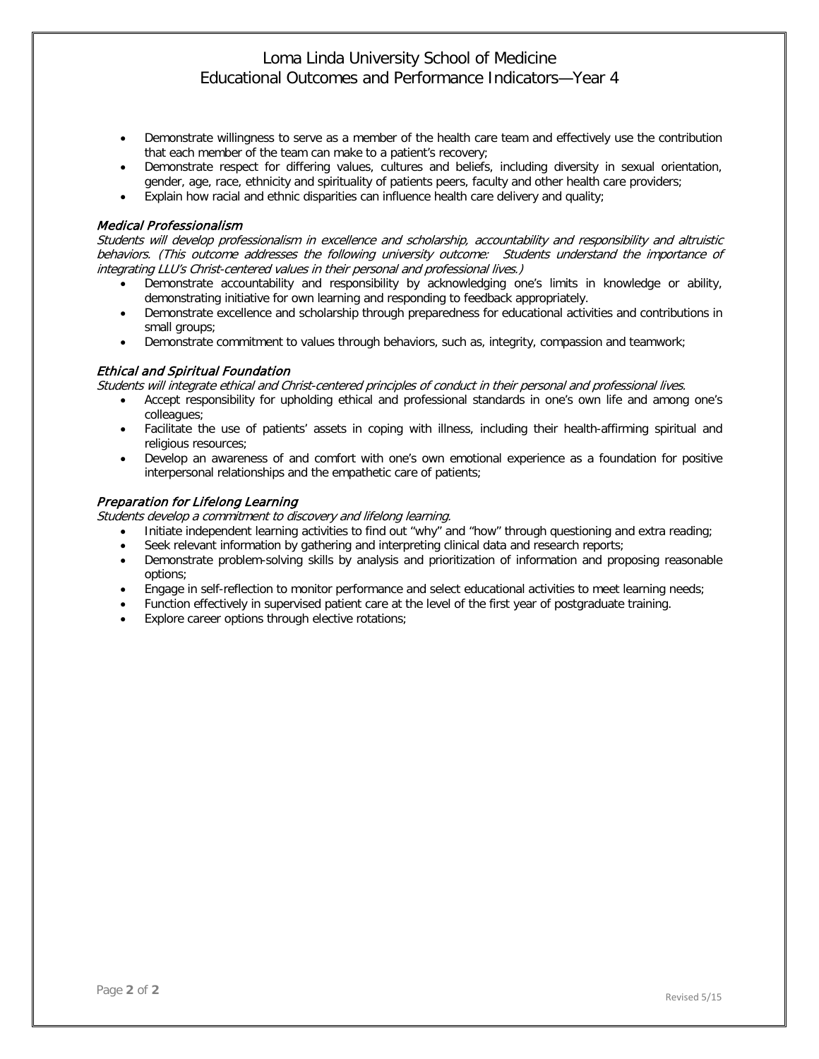- Demonstrate willingness to serve as a member of the health care team and effectively use the contribution that each member of the team can make to a patient's recovery;
- Demonstrate respect for differing values, cultures and beliefs, including diversity in sexual orientation, gender, age, race, ethnicity and spirituality of patients peers, faculty and other health care providers;
- Explain how racial and ethnic disparities can influence health care delivery and quality;

### *Medical Professionalism*

*Students will develop professionalism in excellence and scholarship, accountability and responsibility and altruistic behaviors. (This outcome addresses the following university outcome: Students understand the importance of integrating LLU's Christ-centered values in their personal and professional lives.)*

- Demonstrate accountability and responsibility by acknowledging one's limits in knowledge or ability, demonstrating initiative for own learning and responding to feedback appropriately.
- Demonstrate excellence and scholarship through preparedness for educational activities and contributions in small groups;
- Demonstrate commitment to values through behaviors, such as, integrity, compassion and teamwork;

### *Ethical and Spiritual Foundation*

*Students will integrate ethical and Christ-centered principles of conduct in their personal and professional lives.*

- Accept responsibility for upholding ethical and professional standards in one's own life and among one's colleagues;
- Facilitate the use of patients' assets in coping with illness, including their health-affirming spiritual and religious resources;
- Develop an awareness of and comfort with one's own emotional experience as a foundation for positive interpersonal relationships and the empathetic care of patients;

### *Preparation for Lifelong Learning*

*Students develop a commitment to discovery and lifelong learning.*

- Initiate independent learning activities to find out "why" and "how" through questioning and extra reading;
- Seek relevant information by gathering and interpreting clinical data and research reports;
- Demonstrate problem-solving skills by analysis and prioritization of information and proposing reasonable options;
- Engage in self-reflection to monitor performance and select educational activities to meet learning needs;
- Function effectively in supervised patient care at the level of the first year of postgraduate training.
- Explore career options through elective rotations;

Revised 5/15